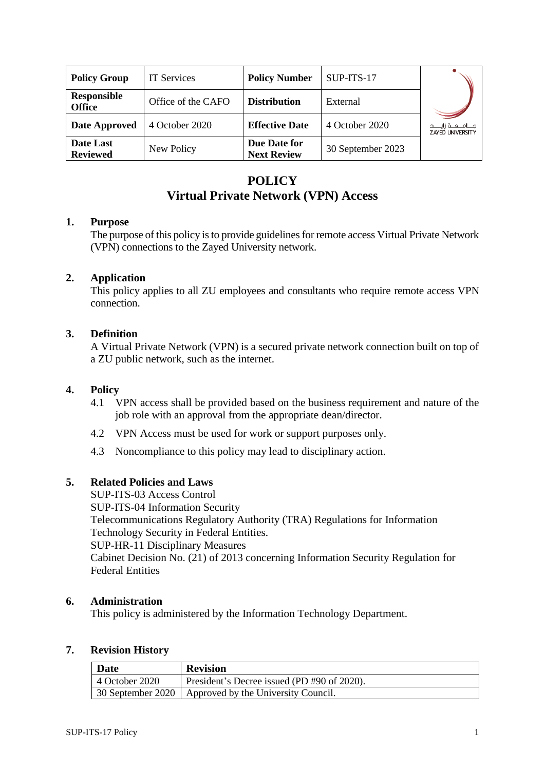| Policy Group | IT Services | Policy Number | SUP-ITS-17 |
|---|---|---|---|
| Responsible Office | Office of the CAFO | Distribution | External |
| Date Approved | 4 October 2020 | Effective Date | 4 October 2020 |
| Date Last Reviewed | New Policy | Due Date for Next Review | 30 September 2023 |

# POLICY
# Virtual Private Network (VPN) Access

## 1. Purpose

The purpose of this policy is to provide guidelines for remote access Virtual Private Network (VPN) connections to the Zayed University network.

## 2. Application

This policy applies to all ZU employees and consultants who require remote access VPN connection.

## 3. Definition

A Virtual Private Network (VPN) is a secured private network connection built on top of a ZU public network, such as the internet.

## 4. Policy

4.1 VPN access shall be provided based on the business requirement and nature of the job role with an approval from the appropriate dean/director.

4.2 VPN Access must be used for work or support purposes only.

4.3 Noncompliance to this policy may lead to disciplinary action.

## 5. Related Policies and Laws

SUP-ITS-03 Access Control
SUP-ITS-04 Information Security
Telecommunications Regulatory Authority (TRA) Regulations for Information Technology Security in Federal Entities.
SUP-HR-11 Disciplinary Measures
Cabinet Decision No. (21) of 2013 concerning Information Security Regulation for Federal Entities

## 6. Administration

This policy is administered by the Information Technology Department.

## 7. Revision History

| Date | Revision |
|---|---|
| 4 October 2020 | President's Decree issued (PD #90 of 2020). |
| 30 September 2020 | Approved by the University Council. |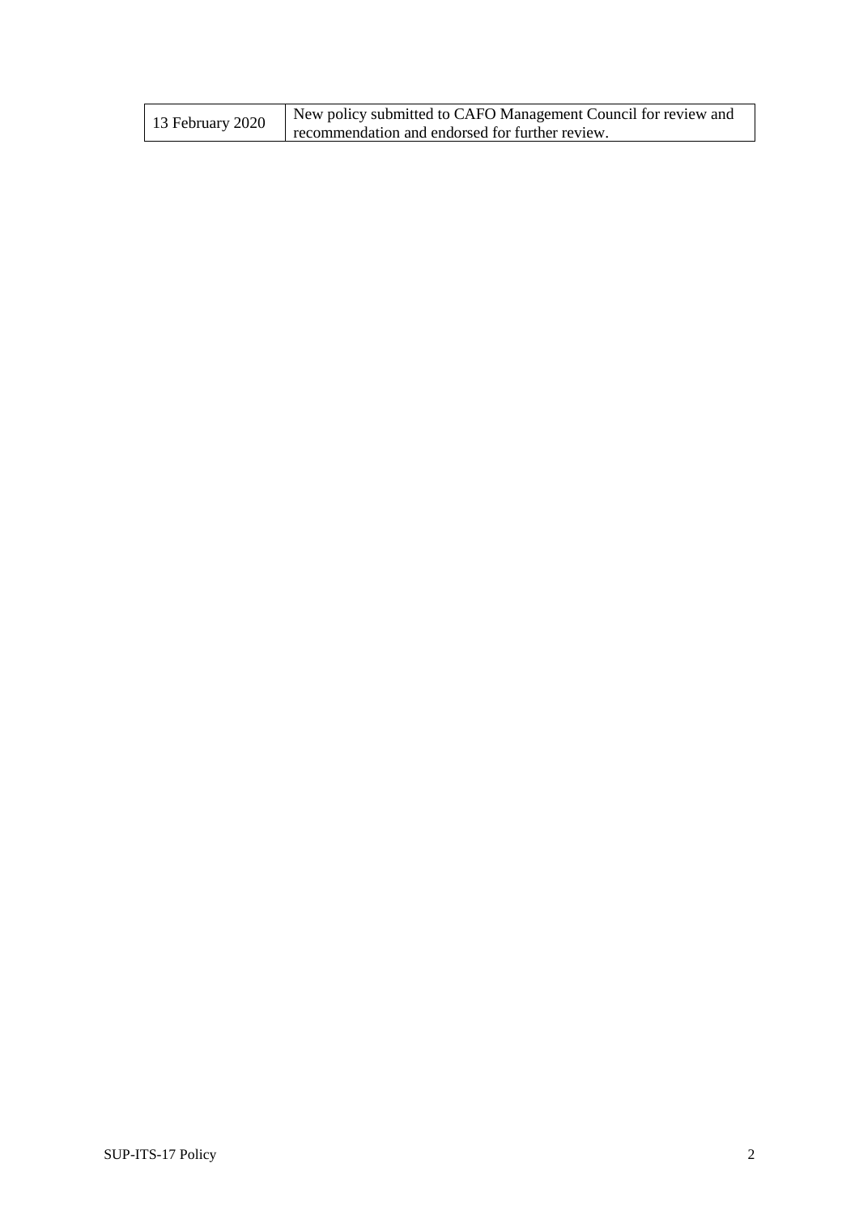| | |
|---|---|
| 13 February 2020 | New policy submitted to CAFO Management Council for review and recommendation and endorsed for further review. |